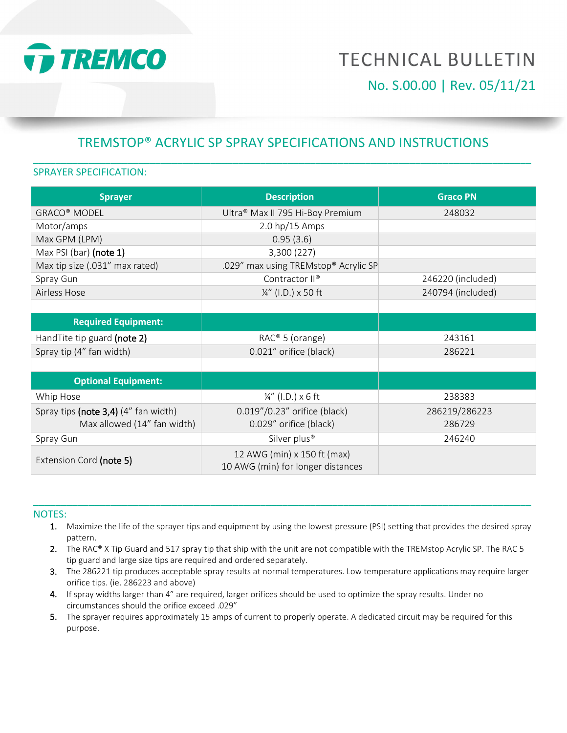# TREMCO

# TECHNICAL BULLETIN

No. S.00.00 | Rev. 05/11/21

## TREMSTOP® ACRYLIC SP SPRAY SPECIFICATIONS AND INSTRUCTIONS

### SPRAYER SPECIFICATION:

| Sprayer | Description | Graco PN |
|---|---|---|
| GRACO® MODEL | Ultra® Max II 795 Hi-Boy Premium | 248032 |
| Motor/amps | 2.0 hp/15 Amps | |
| Max GPM (LPM) | 0.95 (3.6) | |
| Max PSI (bar) **(note 1)** | 3,300 (227) | |
| Max tip size (.031" max rated) | .029" max using TREMstop® Acrylic SP | |
| Spray Gun | Contractor II® | 246220 (included) |
| Airless Hose | ¼" (I.D.) x 50 ft | 240794 (included) |
| | | |
| **Required Equipment:** | | |
| HandTite tip guard **(note 2)** | RAC® 5 (orange) | 243161 |
| Spray tip (4" fan width) | 0.021" orifice (black) | 286221 |
| | | |
| **Optional Equipment:** | | |
| Whip Hose | ¼" (I.D.) x 6 ft | 238383 |
| Spray tips **(note 3,4)** (4" fan width)<br>Max allowed (14" fan width) | 0.019"/0.23" orifice (black)<br>0.029" orifice (black) | 286219/286223<br>286729 |
| Spray Gun | Silver plus® | 246240 |
| Extension Cord **(note 5)** | 12 AWG (min) x 150 ft (max)<br>10 AWG (min) for longer distances | |

### NOTES:

1. Maximize the life of the sprayer tips and equipment by using the lowest pressure (PSI) setting that provides the desired spray pattern.
2. The RAC® X Tip Guard and 517 spray tip that ship with the unit are not compatible with the TREMstop Acrylic SP. The RAC 5 tip guard and large size tips are required and ordered separately.
3. The 286221 tip produces acceptable spray results at normal temperatures. Low temperature applications may require larger orifice tips. (ie. 286223 and above)
4. If spray widths larger than 4" are required, larger orifices should be used to optimize the spray results. Under no circumstances should the orifice exceed .029"
5. The sprayer requires approximately 15 amps of current to properly operate. A dedicated circuit may be required for this purpose.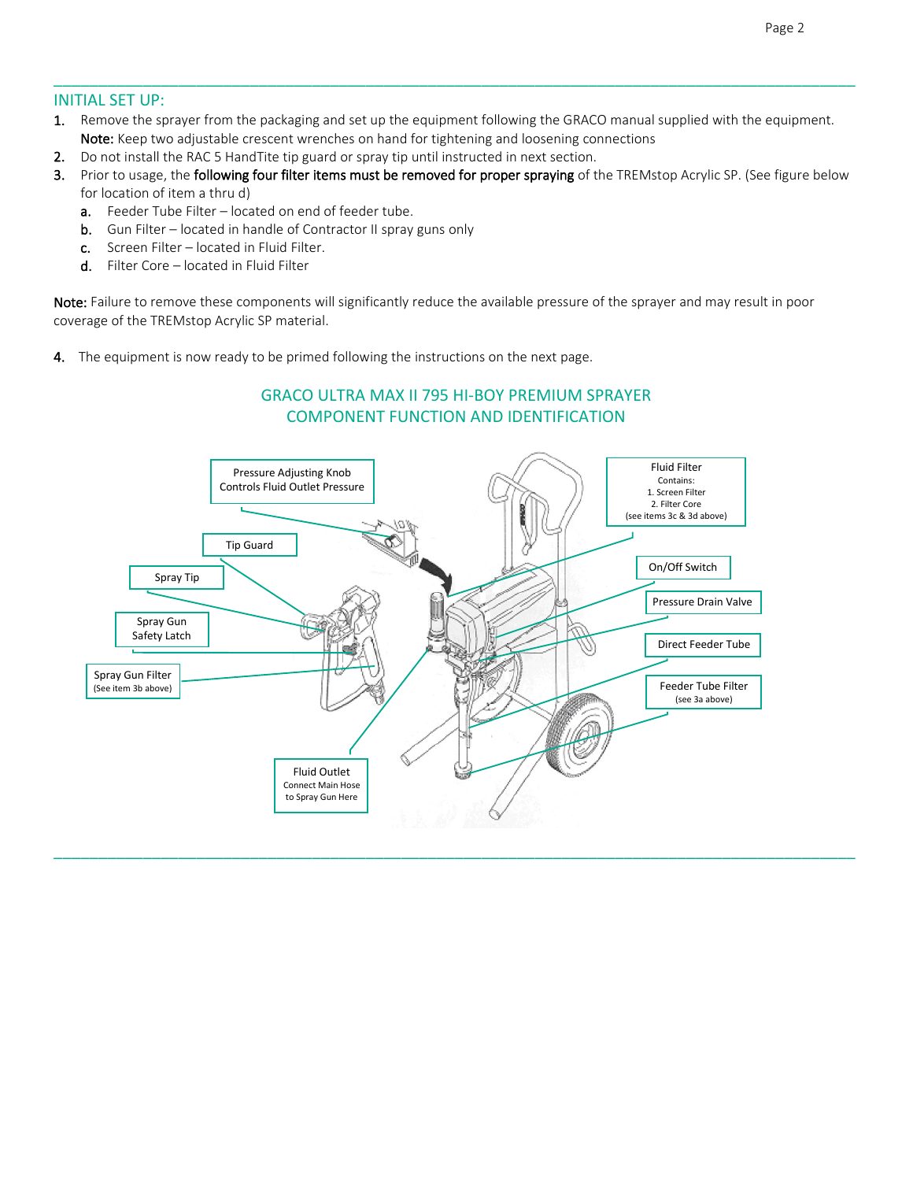## INITIAL SET UP:

1. Remove the sprayer from the packaging and set up the equipment following the GRACO manual supplied with the equipment. **Note:** Keep two adjustable crescent wrenches on hand for tightening and loosening connections
2. Do not install the RAC 5 HandTite tip guard or spray tip until instructed in next section.
3. Prior to usage, the **following four filter items must be removed for proper spraying** of the TREMstop Acrylic SP. (See figure below for location of item a thru d)
   a. Feeder Tube Filter – located on end of feeder tube.
   b. Gun Filter – located in handle of Contractor II spray guns only
   c. Screen Filter – located in Fluid Filter.
   d. Filter Core – located in Fluid Filter

**Note:** Failure to remove these components will significantly reduce the available pressure of the sprayer and may result in poor coverage of the TREMstop Acrylic SP material.

4. The equipment is now ready to be primed following the instructions on the next page.

### GRACO ULTRA MAX II 795 HI-BOY PREMIUM SPRAYER COMPONENT FUNCTION AND IDENTIFICATION

Pressure Adjusting Knob
Controls Fluid Outlet Pressure

Tip Guard

Spray Tip

Spray Gun Safety Latch

Spray Gun Filter
(See item 3b above)

Fluid Outlet
Connect Main Hose to Spray Gun Here

Fluid Filter
Contains:
1. Screen Filter
2. Filter Core
(see items 3c & 3d above)

On/Off Switch

Pressure Drain Valve

Direct Feeder Tube

Feeder Tube Filter
(see 3a above)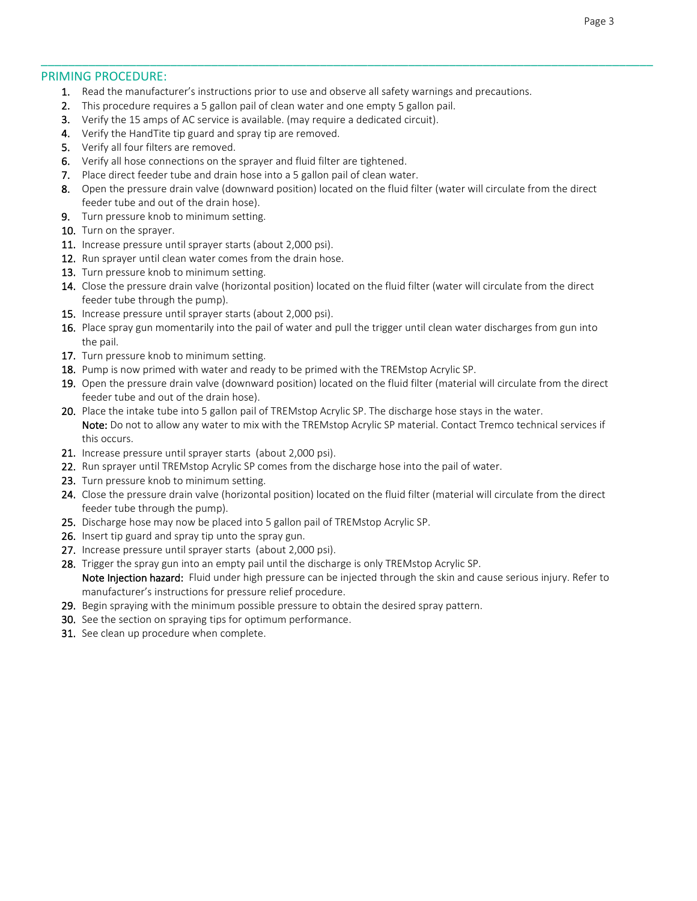## PRIMING PROCEDURE:

1. Read the manufacturer's instructions prior to use and observe all safety warnings and precautions.
2. This procedure requires a 5 gallon pail of clean water and one empty 5 gallon pail.
3. Verify the 15 amps of AC service is available. (may require a dedicated circuit).
4. Verify the HandTite tip guard and spray tip are removed.
5. Verify all four filters are removed.
6. Verify all hose connections on the sprayer and fluid filter are tightened.
7. Place direct feeder tube and drain hose into a 5 gallon pail of clean water.
8. Open the pressure drain valve (downward position) located on the fluid filter (water will circulate from the direct feeder tube and out of the drain hose).
9. Turn pressure knob to minimum setting.
10. Turn on the sprayer.
11. Increase pressure until sprayer starts (about 2,000 psi).
12. Run sprayer until clean water comes from the drain hose.
13. Turn pressure knob to minimum setting.
14. Close the pressure drain valve (horizontal position) located on the fluid filter (water will circulate from the direct feeder tube through the pump).
15. Increase pressure until sprayer starts (about 2,000 psi).
16. Place spray gun momentarily into the pail of water and pull the trigger until clean water discharges from gun into the pail.
17. Turn pressure knob to minimum setting.
18. Pump is now primed with water and ready to be primed with the TREMstop Acrylic SP.
19. Open the pressure drain valve (downward position) located on the fluid filter (material will circulate from the direct feeder tube and out of the drain hose).
20. Place the intake tube into 5 gallon pail of TREMstop Acrylic SP. The discharge hose stays in the water.
    **Note:** Do not to allow any water to mix with the TREMstop Acrylic SP material. Contact Tremco technical services if this occurs.
21. Increase pressure until sprayer starts (about 2,000 psi).
22. Run sprayer until TREMstop Acrylic SP comes from the discharge hose into the pail of water.
23. Turn pressure knob to minimum setting.
24. Close the pressure drain valve (horizontal position) located on the fluid filter (material will circulate from the direct feeder tube through the pump).
25. Discharge hose may now be placed into 5 gallon pail of TREMstop Acrylic SP.
26. Insert tip guard and spray tip unto the spray gun.
27. Increase pressure until sprayer starts (about 2,000 psi).
28. Trigger the spray gun into an empty pail until the discharge is only TREMstop Acrylic SP.
    **Note Injection hazard:** Fluid under high pressure can be injected through the skin and cause serious injury. Refer to manufacturer's instructions for pressure relief procedure.
29. Begin spraying with the minimum possible pressure to obtain the desired spray pattern.
30. See the section on spraying tips for optimum performance.
31. See clean up procedure when complete.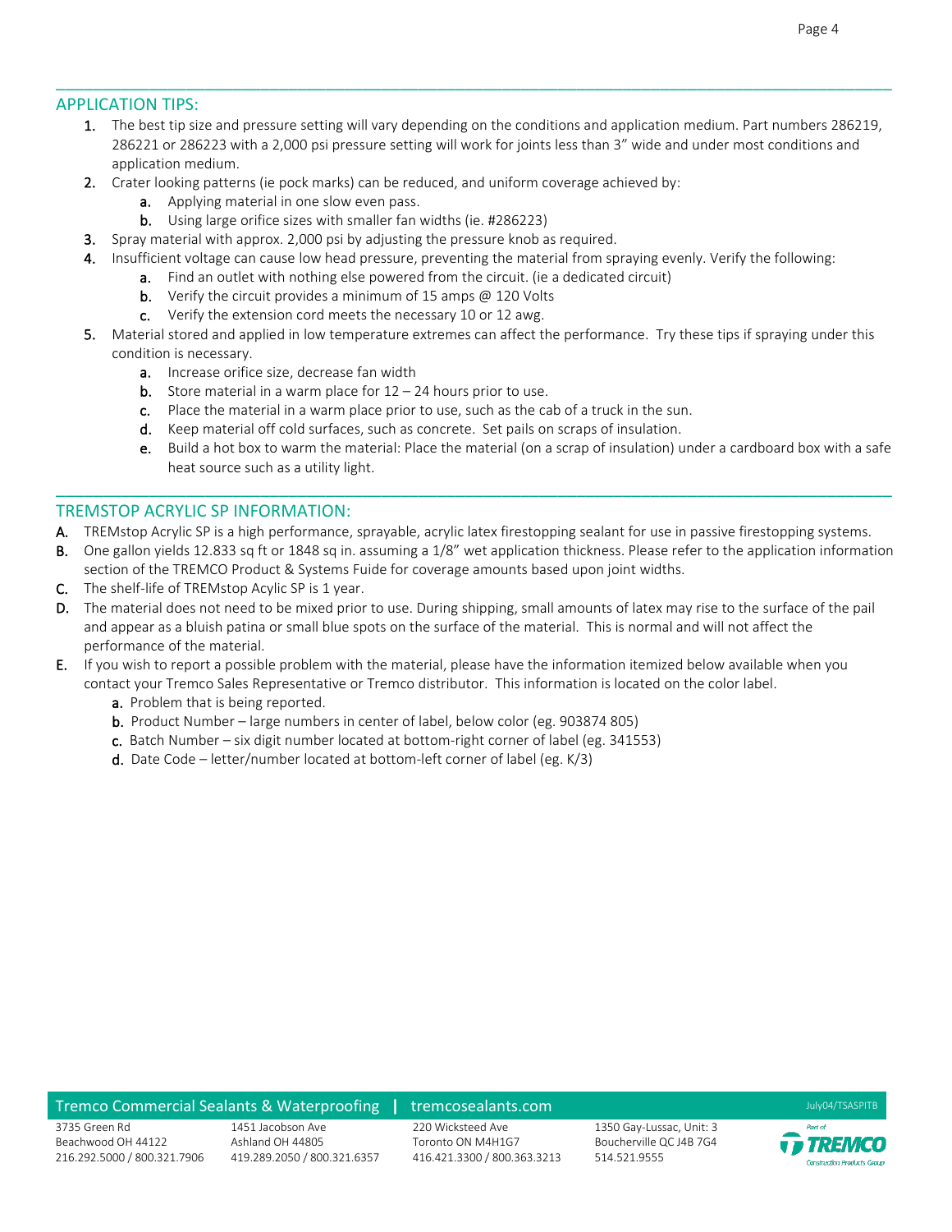## APPLICATION TIPS:

1. The best tip size and pressure setting will vary depending on the conditions and application medium. Part numbers 286219, 286221 or 286223 with a 2,000 psi pressure setting will work for joints less than 3" wide and under most conditions and application medium.
2. Crater looking patterns (ie pock marks) can be reduced, and uniform coverage achieved by:
   a. Applying material in one slow even pass.
   b. Using large orifice sizes with smaller fan widths (ie. #286223)
3. Spray material with approx. 2,000 psi by adjusting the pressure knob as required.
4. Insufficient voltage can cause low head pressure, preventing the material from spraying evenly. Verify the following:
   a. Find an outlet with nothing else powered from the circuit. (ie a dedicated circuit)
   b. Verify the circuit provides a minimum of 15 amps @ 120 Volts
   c. Verify the extension cord meets the necessary 10 or 12 awg.
5. Material stored and applied in low temperature extremes can affect the performance. Try these tips if spraying under this condition is necessary.
   a. Increase orifice size, decrease fan width
   b. Store material in a warm place for 12 – 24 hours prior to use.
   c. Place the material in a warm place prior to use, such as the cab of a truck in the sun.
   d. Keep material off cold surfaces, such as concrete. Set pails on scraps of insulation.
   e. Build a hot box to warm the material: Place the material (on a scrap of insulation) under a cardboard box with a safe heat source such as a utility light.

## TREMSTOP ACRYLIC SP INFORMATION:

A. TREMstop Acrylic SP is a high performance, sprayable, acrylic latex firestopping sealant for use in passive firestopping systems.

B. One gallon yields 12.833 sq ft or 1848 sq in. assuming a 1/8" wet application thickness. Please refer to the application information section of the TREMCO Product & Systems Fuide for coverage amounts based upon joint widths.

C. The shelf-life of TREMstop Acylic SP is 1 year.

D. The material does not need to be mixed prior to use. During shipping, small amounts of latex may rise to the surface of the pail and appear as a bluish patina or small blue spots on the surface of the material. This is normal and will not affect the performance of the material.

E. If you wish to report a possible problem with the material, please have the information itemized below available when you contact your Tremco Sales Representative or Tremco distributor. This information is located on the color label.
   a. Problem that is being reported.
   b. Product Number – large numbers in center of label, below color (eg. 903874 805)
   c. Batch Number – six digit number located at bottom-right corner of label (eg. 341553)
   d. Date Code – letter/number located at bottom-left corner of label (eg. K/3)

Tremco Commercial Sealants & Waterproofing | tremcosealants.com

July04/TSASPITB

| | | | |
|---|---|---|---|
| 3735 Green Rd<br>Beachwood OH 44122<br>216.292.5000 / 800.321.7906 | 1451 Jacobson Ave<br>Ashland OH 44805<br>419.289.2050 / 800.321.6357 | 220 Wicksteed Ave<br>Toronto ON M4H1G7<br>416.421.3300 / 800.363.3213 | 1350 Gay-Lussac, Unit: 3<br>Boucherville QC J4B 7G4<br>514.521.9555 |

Part of TREMCO Construction Products Group